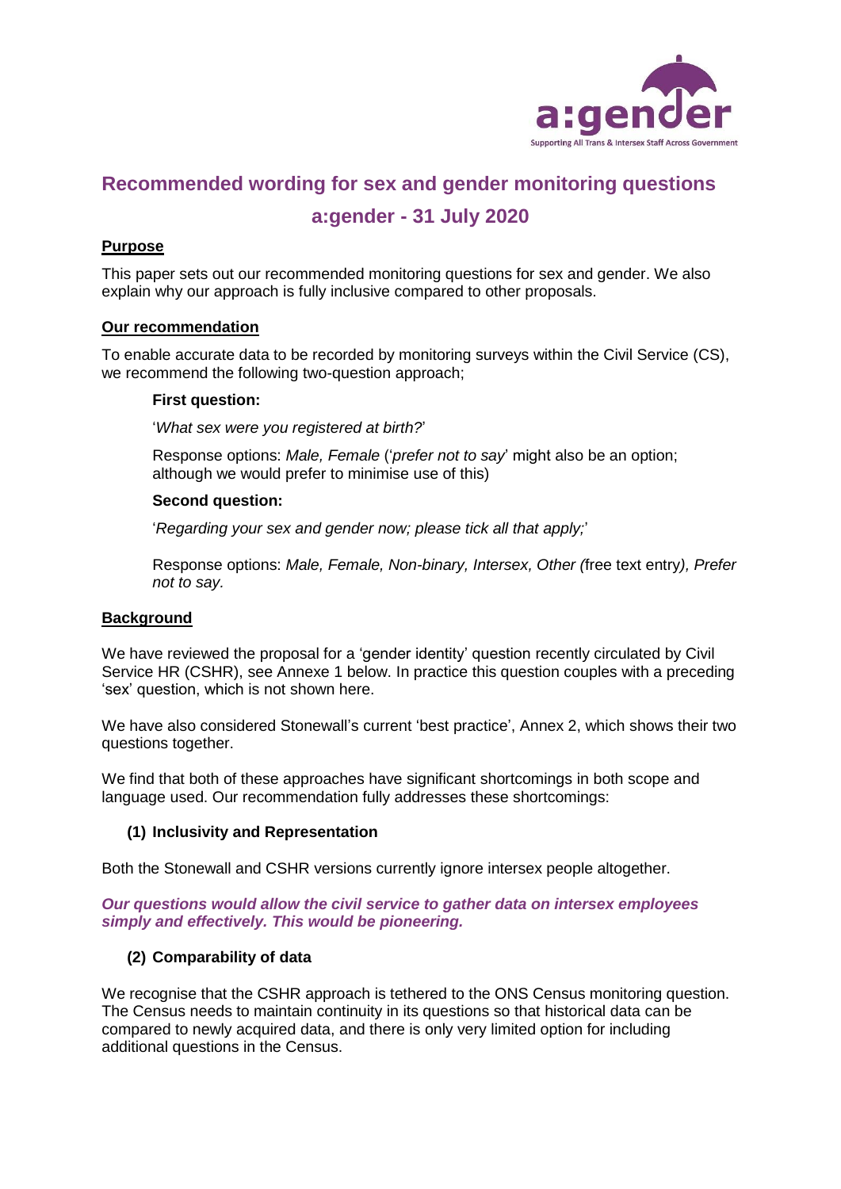# Recommended wording for sex and gender monitoring questions

## a:gender - 31 July 2020

**Purpose**

This paper sets out our recommended monitoring questions for sex and gender. We also explain why our approach is fully inclusive compared to other proposals.

**Our recommendation**

To enable accurate data to be recorded by monitoring surveys within the Civil Service (CS), we recommend the following two-question approach;

**First question:**

'*What sex were you registered at birth?*'

Response options: *Male, Female* ('*prefer not to say*' might also be an option; although we would prefer to minimise use of this)

**Second question:**

'*Regarding your sex and gender now; please tick all that apply;*'

Response options: *Male, Female, Non-binary, Intersex, Other (*free text entry*), Prefer not to say.*

**Background**

We have reviewed the proposal for a 'gender identity' question recently circulated by Civil Service HR (CSHR), see Annexe 1 below. In practice this question couples with a preceding 'sex' question, which is not shown here.

We have also considered Stonewall's current 'best practice', Annex 2, which shows their two questions together.

We find that both of these approaches have significant shortcomings in both scope and language used. Our recommendation fully addresses these shortcomings:

**(1) Inclusivity and Representation**

Both the Stonewall and CSHR versions currently ignore intersex people altogether.

***Our questions would allow the civil service to gather data on intersex employees simply and effectively. This would be pioneering.***

**(2) Comparability of data**

We recognise that the CSHR approach is tethered to the ONS Census monitoring question. The Census needs to maintain continuity in its questions so that historical data can be compared to newly acquired data, and there is only very limited option for including additional questions in the Census.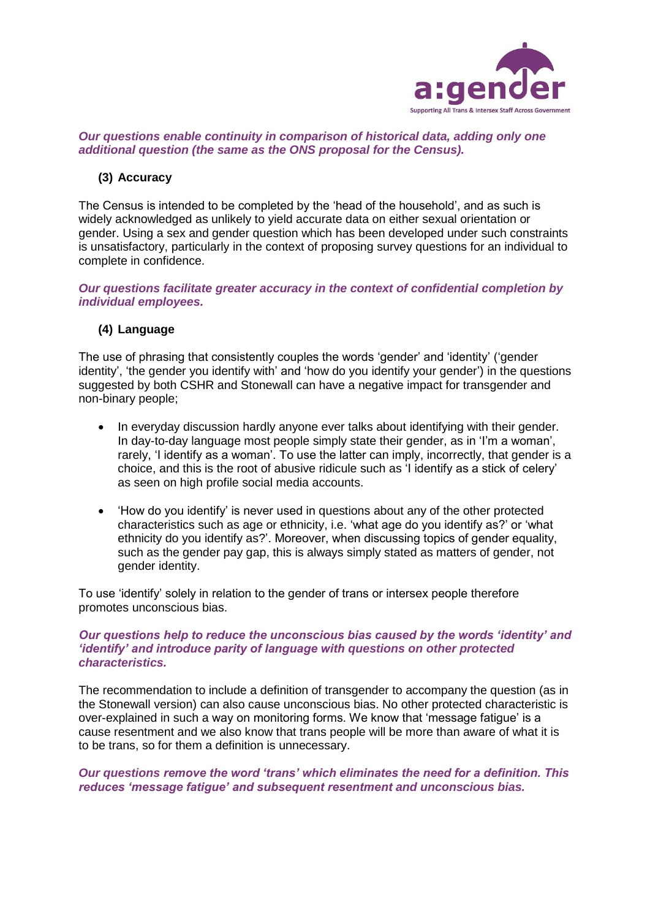***Our questions enable continuity in comparison of historical data, adding only one additional question (the same as the ONS proposal for the Census).***

### (3) Accuracy

The Census is intended to be completed by the 'head of the household', and as such is widely acknowledged as unlikely to yield accurate data on either sexual orientation or gender. Using a sex and gender question which has been developed under such constraints is unsatisfactory, particularly in the context of proposing survey questions for an individual to complete in confidence.

***Our questions facilitate greater accuracy in the context of confidential completion by individual employees.***

### (4) Language

The use of phrasing that consistently couples the words 'gender' and 'identity' ('gender identity', 'the gender you identify with' and 'how do you identify your gender') in the questions suggested by both CSHR and Stonewall can have a negative impact for transgender and non-binary people;

- In everyday discussion hardly anyone ever talks about identifying with their gender. In day-to-day language most people simply state their gender, as in 'I'm a woman', rarely, 'I identify as a woman'. To use the latter can imply, incorrectly, that gender is a choice, and this is the root of abusive ridicule such as 'I identify as a stick of celery' as seen on high profile social media accounts.

- 'How do you identify' is never used in questions about any of the other protected characteristics such as age or ethnicity, i.e. 'what age do you identify as?' or 'what ethnicity do you identify as?'. Moreover, when discussing topics of gender equality, such as the gender pay gap, this is always simply stated as matters of gender, not gender identity.

To use 'identify' solely in relation to the gender of trans or intersex people therefore promotes unconscious bias.

***Our questions help to reduce the unconscious bias caused by the words 'identity' and 'identify' and introduce parity of language with questions on other protected characteristics.***

The recommendation to include a definition of transgender to accompany the question (as in the Stonewall version) can also cause unconscious bias. No other protected characteristic is over-explained in such a way on monitoring forms. We know that 'message fatigue' is a cause resentment and we also know that trans people will be more than aware of what it is to be trans, so for them a definition is unnecessary.

***Our questions remove the word 'trans' which eliminates the need for a definition. This reduces 'message fatigue' and subsequent resentment and unconscious bias.***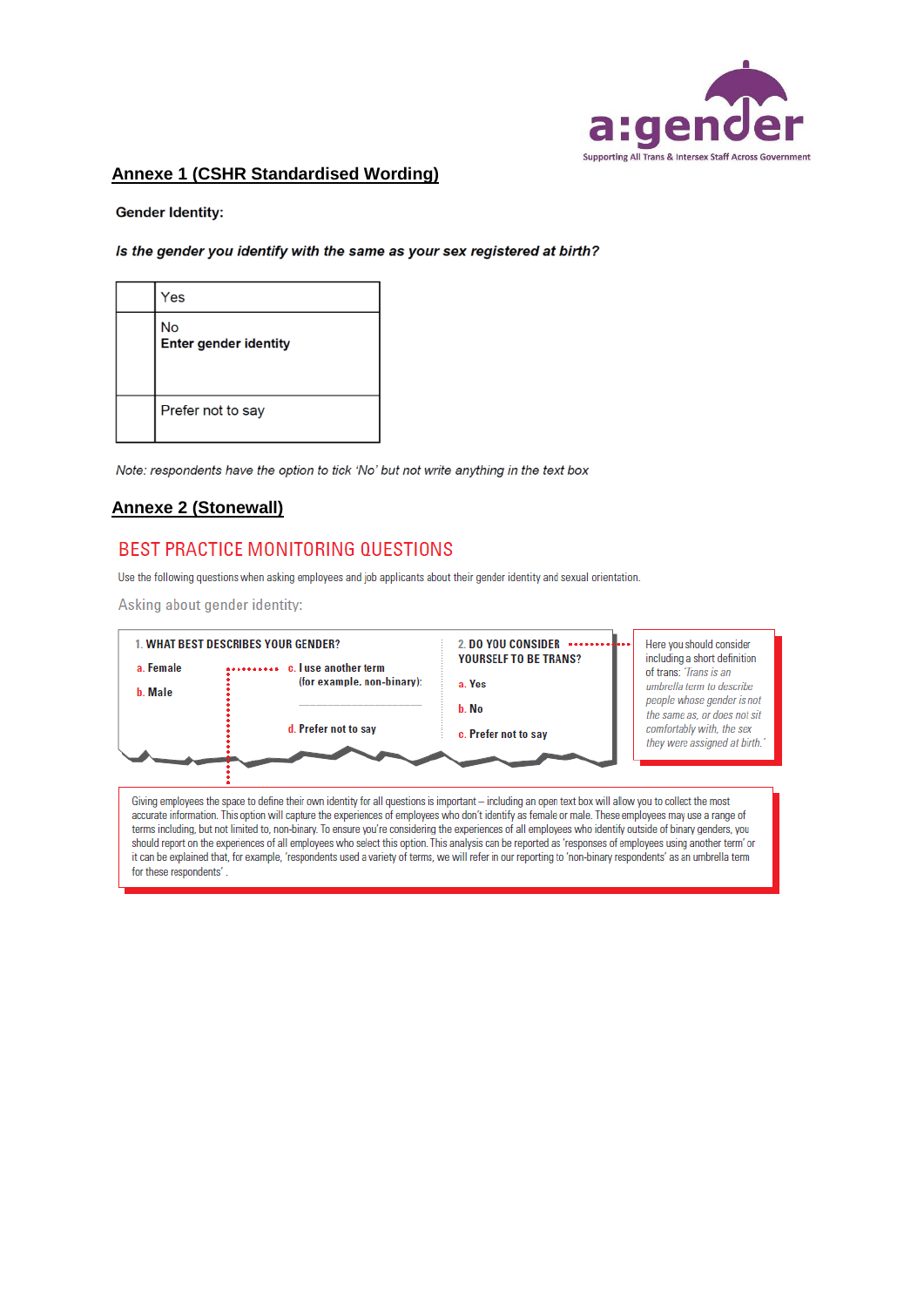a:gender
Supporting All Trans & Intersex Staff Across Government

## Annexe 1 (CSHR Standardised Wording)

**Gender Identity:**

***Is the gender you identify with the same as your sex registered at birth?***

| | |
|---|---|
| | Yes |
| | No<br>**Enter gender identity** |
| | Prefer not to say |

*Note: respondents have the option to tick 'No' but not write anything in the text box*

## Annexe 2 (Stonewall)

### BEST PRACTICE MONITORING QUESTIONS

Use the following questions when asking employees and job applicants about their gender identity and sexual orientation.

Asking about gender identity:

**1. WHAT BEST DESCRIBES YOUR GENDER?**

a. **Female**

b. **Male**

c. **I use another term (for example, non-binary):** ____________

d. **Prefer not to say**

**2. DO YOU CONSIDER YOURSELF TO BE TRANS?**

a. **Yes**

b. **No**

c. **Prefer not to say**

Here you should consider including a short definition of trans: *'Trans is an umbrella term to describe people whose gender is not the same as, or does not sit comfortably with, the sex they were assigned at birth.'*

Giving employees the space to define their own identity for all questions is important – including an open text box will allow you to collect the most accurate information. This option will capture the experiences of employees who don't identify as female or male. These employees may use a range of terms including, but not limited to, non-binary. To ensure you're considering the experiences of all employees who identify outside of binary genders, you should report on the experiences of all employees who select this option. This analysis can be reported as 'responses of employees using another term' or it can be explained that, for example, 'respondents used a variety of terms, we will refer in our reporting to 'non-binary respondents' as an umbrella term for these respondents'.